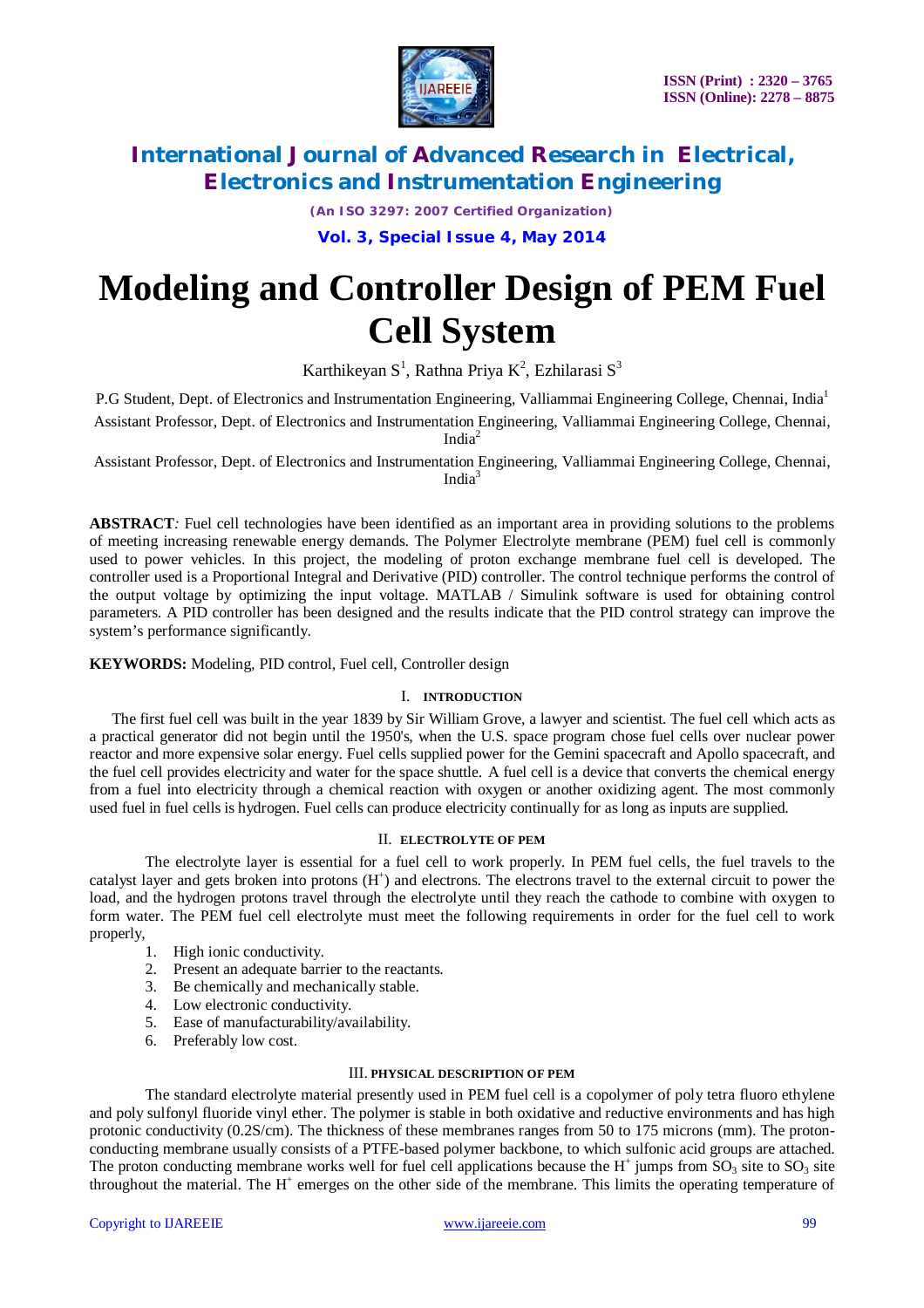# Modeling and Controller Design of PEM Fuel Cell System

Karthikeyan S[1], Rathna Priya K[2], Ezhilarasi S[3]

P.G Student, Dept. of Electronics and Instrumentation Engineering, Valliammai Engineering College, Chennai, India[1]

Assistant Professor, Dept. of Electronics and Instrumentation Engineering, Valliammai Engineering College, Chennai, India[2]

Assistant Professor, Dept. of Electronics and Instrumentation Engineering, Valliammai Engineering College, Chennai, India[3]

**ABSTRACT***:* Fuel cell technologies have been identified as an important area in providing solutions to the problems of meeting increasing renewable energy demands. The Polymer Electrolyte membrane (PEM) fuel cell is commonly used to power vehicles. In this project, the modeling of proton exchange membrane fuel cell is developed. The controller used is a Proportional Integral and Derivative (PID) controller. The control technique performs the control of the output voltage by optimizing the input voltage. MATLAB / Simulink software is used for obtaining control parameters. A PID controller has been designed and the results indicate that the PID control strategy can improve the system's performance significantly.

**KEYWORDS:** Modeling, PID control, Fuel cell, Controller design

## I. INTRODUCTION

The first fuel cell was built in the year 1839 by Sir William Grove, a lawyer and scientist. The fuel cell which acts as a practical generator did not begin until the 1950's, when the U.S. space program chose fuel cells over nuclear power reactor and more expensive solar energy. Fuel cells supplied power for the Gemini spacecraft and Apollo spacecraft, and the fuel cell provides electricity and water for the space shuttle. A fuel cell is a device that converts the chemical energy from a fuel into electricity through a chemical reaction with oxygen or another oxidizing agent. The most commonly used fuel in fuel cells is hydrogen. Fuel cells can produce electricity continually for as long as inputs are supplied.

## II. ELECTROLYTE OF PEM

The electrolyte layer is essential for a fuel cell to work properly. In PEM fuel cells, the fuel travels to the catalyst layer and gets broken into protons ($H^+$) and electrons. The electrons travel to the external circuit to power the load, and the hydrogen protons travel through the electrolyte until they reach the cathode to combine with oxygen to form water. The PEM fuel cell electrolyte must meet the following requirements in order for the fuel cell to work properly,

1. High ionic conductivity.
2. Present an adequate barrier to the reactants.
3. Be chemically and mechanically stable.
4. Low electronic conductivity.
5. Ease of manufacturability/availability.
6. Preferably low cost.

## III. PHYSICAL DESCRIPTION OF PEM

The standard electrolyte material presently used in PEM fuel cell is a copolymer of poly tetra fluoro ethylene and poly sulfonyl fluoride vinyl ether. The polymer is stable in both oxidative and reductive environments and has high protonic conductivity (0.2S/cm). The thickness of these membranes ranges from 50 to 175 microns (mm). The proton-conducting membrane usually consists of a PTFE-based polymer backbone, to which sulfonic acid groups are attached. The proton conducting membrane works well for fuel cell applications because the $H^+$ jumps from $SO_3$ site to $SO_3$ site throughout the material. The $H^+$ emerges on the other side of the membrane. This limits the operating temperature of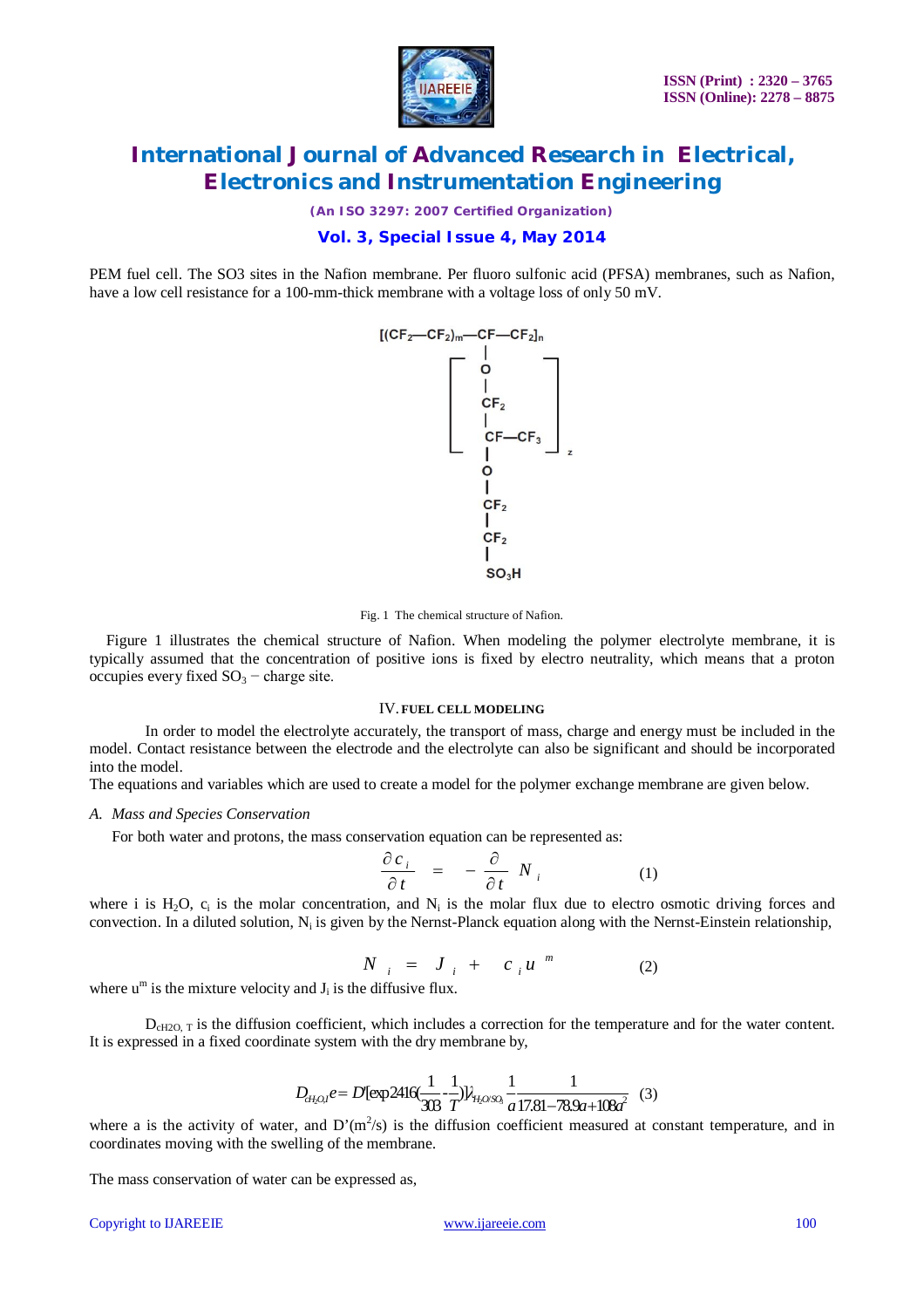PEM fuel cell. The SO3 sites in the Nafion membrane. Per fluoro sulfonic acid (PFSA) membranes, such as Nafion, have a low cell resistance for a 100-mm-thick membrane with a voltage loss of only 50 mV.

$$[(CF_2-CF_2)_m-CF-CF_2]_n$$

$$\left[ O - CF_2 - CF - CF_3 \right]_z - O - CF_2 - CF_2 - SO_3H$$

Fig. 1 The chemical structure of Nafion.

Figure 1 illustrates the chemical structure of Nafion. When modeling the polymer electrolyte membrane, it is typically assumed that the concentration of positive ions is fixed by electro neutrality, which means that a proton occupies every fixed $SO_3-$ charge site.

## IV. FUEL CELL MODELING

In order to model the electrolyte accurately, the transport of mass, charge and energy must be included in the model. Contact resistance between the electrode and the electrolyte can also be significant and should be incorporated into the model.

The equations and variables which are used to create a model for the polymer exchange membrane are given below.

### *A. Mass and Species Conservation*

For both water and protons, the mass conservation equation can be represented as:

$$\frac{\partial c_i}{\partial t} = -\frac{\partial}{\partial t} N_i \qquad (1)$$

where i is $H_2O$, $c_i$ is the molar concentration, and $N_i$ is the molar flux due to electro osmotic driving forces and convection. In a diluted solution, $N_i$ is given by the Nernst-Planck equation along with the Nernst-Einstein relationship,

$$N_i = J_i + c_i u^m \qquad (2)$$

where $u^m$ is the mixture velocity and $J_i$ is the diffusive flux.

$D_{cH2O,\,T}$ is the diffusion coefficient, which includes a correction for the temperature and for the water content. It is expressed in a fixed coordinate system with the dry membrane by,

$$D_{cH_2O,T}e = D'[\exp 2416(\frac{1}{303}-\frac{1}{T})]\lambda_{H_2O/SO_3}\frac{1}{a}\frac{1}{17.81-78.9a+108a^2} \qquad (3)$$

where a is the activity of water, and $D'(m^2/s)$ is the diffusion coefficient measured at constant temperature, and in coordinates moving with the swelling of the membrane.

The mass conservation of water can be expressed as,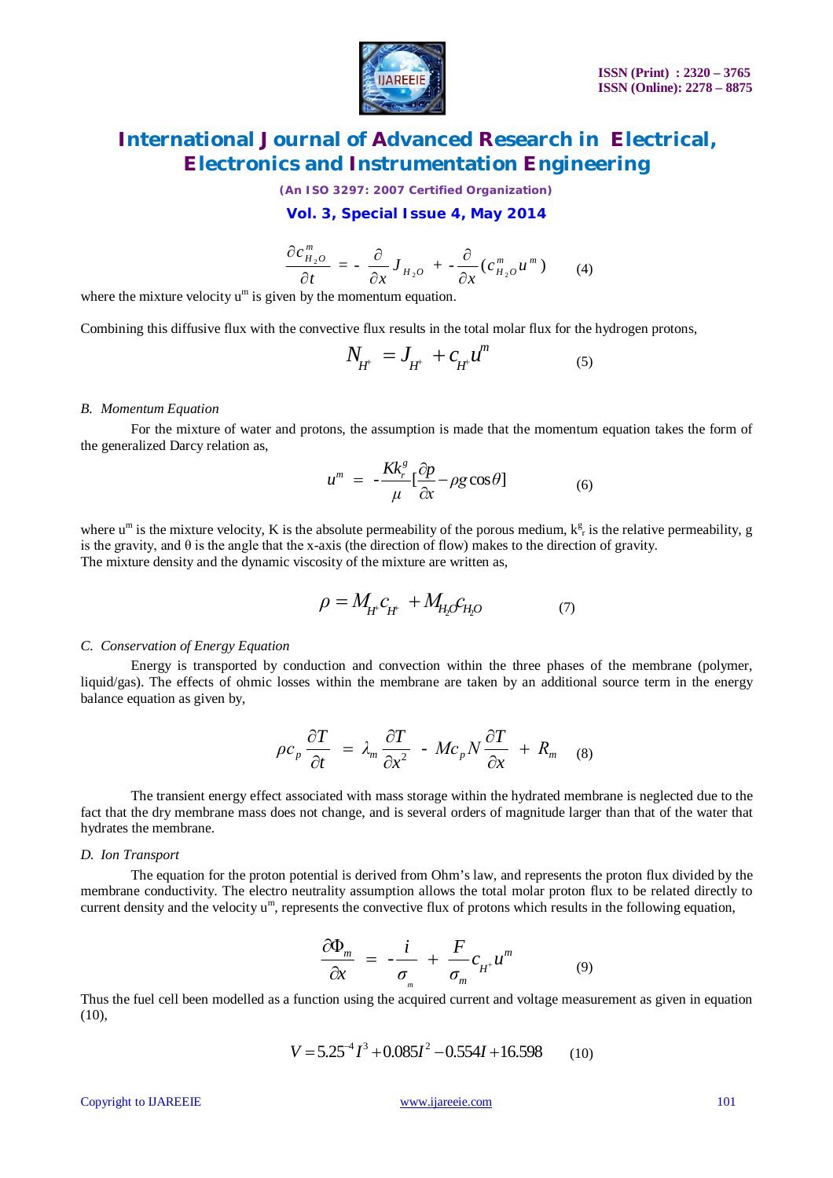$$\frac{\partial c^m_{H_2O}}{\partial t} = -\frac{\partial}{\partial x} J_{H_2O} + -\frac{\partial}{\partial x}(c^m_{H_2O} u^m) \qquad (4)$$

where the mixture velocity $u^m$ is given by the momentum equation.

Combining this diffusive flux with the convective flux results in the total molar flux for the hydrogen protons,

$$N_{H^+} = J_{H^+} + c_{H^+} u^m \qquad (5)$$

### *B. Momentum Equation*

For the mixture of water and protons, the assumption is made that the momentum equation takes the form of the generalized Darcy relation as,

$$u^m = -\frac{K k^g_r}{\mu}\left[\frac{\partial p}{\partial x} - \rho g \cos\theta\right] \qquad (6)$$

where $u^m$ is the mixture velocity, K is the absolute permeability of the porous medium, $k^g_r$ is the relative permeability, g is the gravity, and θ is the angle that the x-axis (the direction of flow) makes to the direction of gravity.
The mixture density and the dynamic viscosity of the mixture are written as,

$$\rho = M_{H^+} c_{H^+} + M_{H_2O} c_{H_2O} \qquad (7)$$

### *C. Conservation of Energy Equation*

Energy is transported by conduction and convection within the three phases of the membrane (polymer, liquid/gas). The effects of ohmic losses within the membrane are taken by an additional source term in the energy balance equation as given by,

$$\rho c_p \frac{\partial T}{\partial t} = \lambda_m \frac{\partial T}{\partial x^2} - M c_p N \frac{\partial T}{\partial x} + R_m \qquad (8)$$

The transient energy effect associated with mass storage within the hydrated membrane is neglected due to the fact that the dry membrane mass does not change, and is several orders of magnitude larger than that of the water that hydrates the membrane.

### *D. Ion Transport*

The equation for the proton potential is derived from Ohm's law, and represents the proton flux divided by the membrane conductivity. The electro neutrality assumption allows the total molar proton flux to be related directly to current density and the velocity $u^m$, represents the convective flux of protons which results in the following equation,

$$\frac{\partial \Phi_m}{\partial x} = -\frac{i}{\sigma_m} + \frac{F}{\sigma_m} c_{H^+} u^m \qquad (9)$$

Thus the fuel cell been modelled as a function using the acquired current and voltage measurement as given in equation (10),

$$V = 5.25^{-4} I^3 + 0.085 I^2 - 0.554 I + 16.598 \qquad (10)$$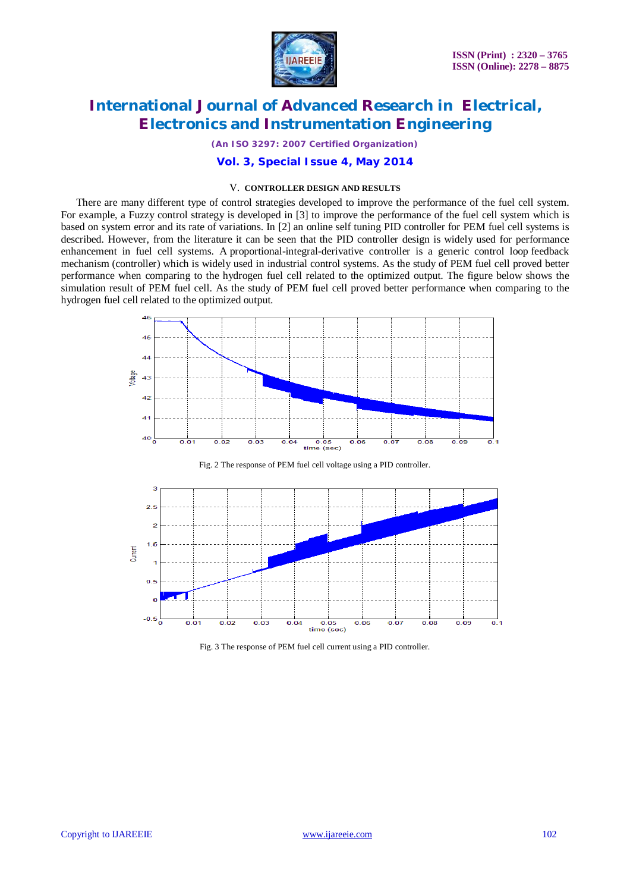## V. CONTROLLER DESIGN AND RESULTS

There are many different type of control strategies developed to improve the performance of the fuel cell system. For example, a Fuzzy control strategy is developed in [3] to improve the performance of the fuel cell system which is based on system error and its rate of variations. In [2] an online self tuning PID controller for PEM fuel cell systems is described. However, from the literature it can be seen that the PID controller design is widely used for performance enhancement in fuel cell systems. A proportional-integral-derivative controller is a generic control loop feedback mechanism (controller) which is widely used in industrial control systems. As the study of PEM fuel cell proved better performance when comparing to the hydrogen fuel cell related to the optimized output. The figure below shows the simulation result of PEM fuel cell. As the study of PEM fuel cell proved better performance when comparing to the hydrogen fuel cell related to the optimized output.

Fig. 2 The response of PEM fuel cell voltage using a PID controller.

Fig. 3 The response of PEM fuel cell current using a PID controller.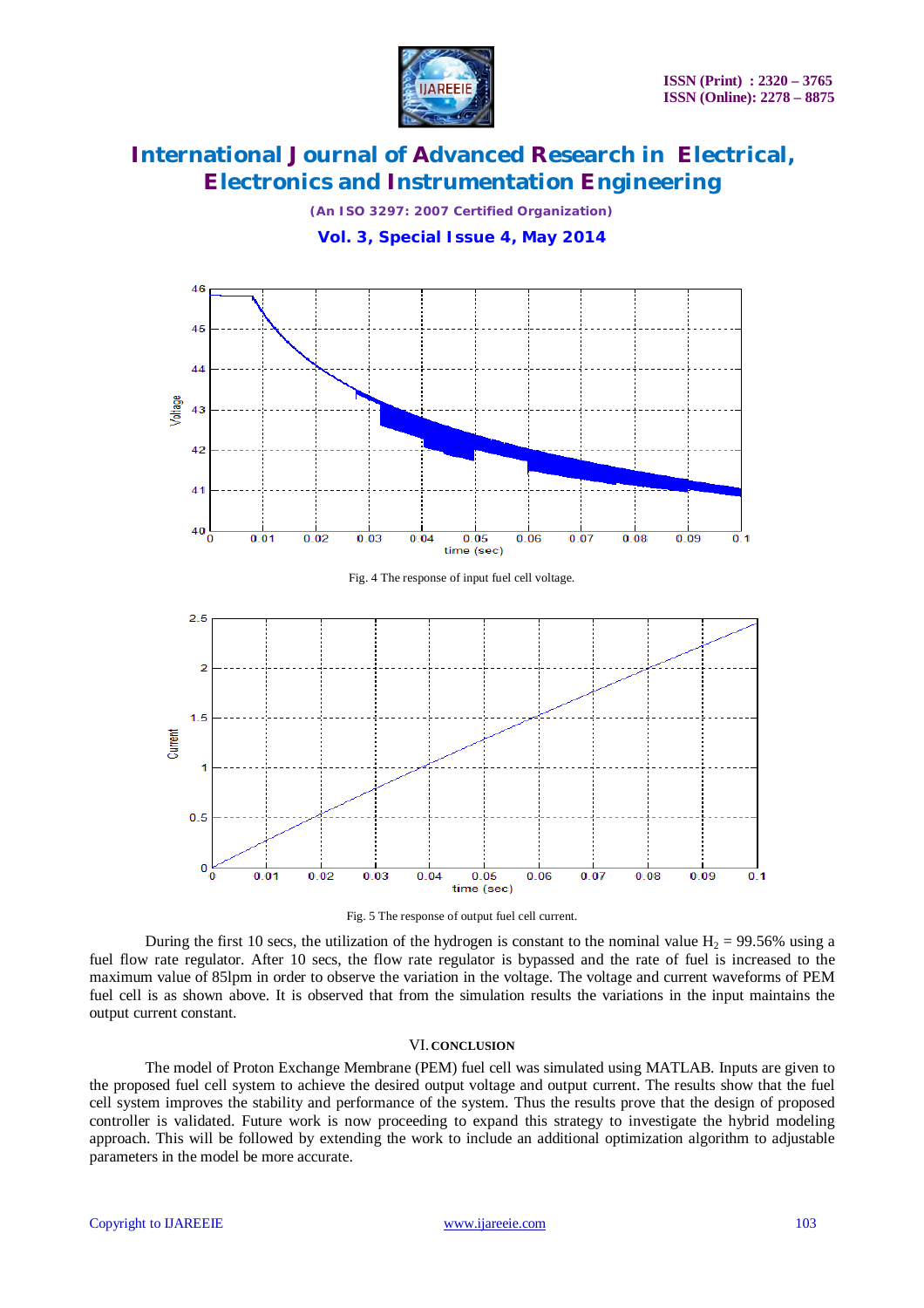Fig. 4 The response of input fuel cell voltage.

Fig. 5 The response of output fuel cell current.

During the first 10 secs, the utilization of the hydrogen is constant to the nominal value $H_2$ = 99.56% using a fuel flow rate regulator. After 10 secs, the flow rate regulator is bypassed and the rate of fuel is increased to the maximum value of 85lpm in order to observe the variation in the voltage. The voltage and current waveforms of PEM fuel cell is as shown above. It is observed that from the simulation results the variations in the input maintains the output current constant.

## VI. CONCLUSION

The model of Proton Exchange Membrane (PEM) fuel cell was simulated using MATLAB. Inputs are given to the proposed fuel cell system to achieve the desired output voltage and output current. The results show that the fuel cell system improves the stability and performance of the system. Thus the results prove that the design of proposed controller is validated. Future work is now proceeding to expand this strategy to investigate the hybrid modeling approach. This will be followed by extending the work to include an additional optimization algorithm to adjustable parameters in the model be more accurate.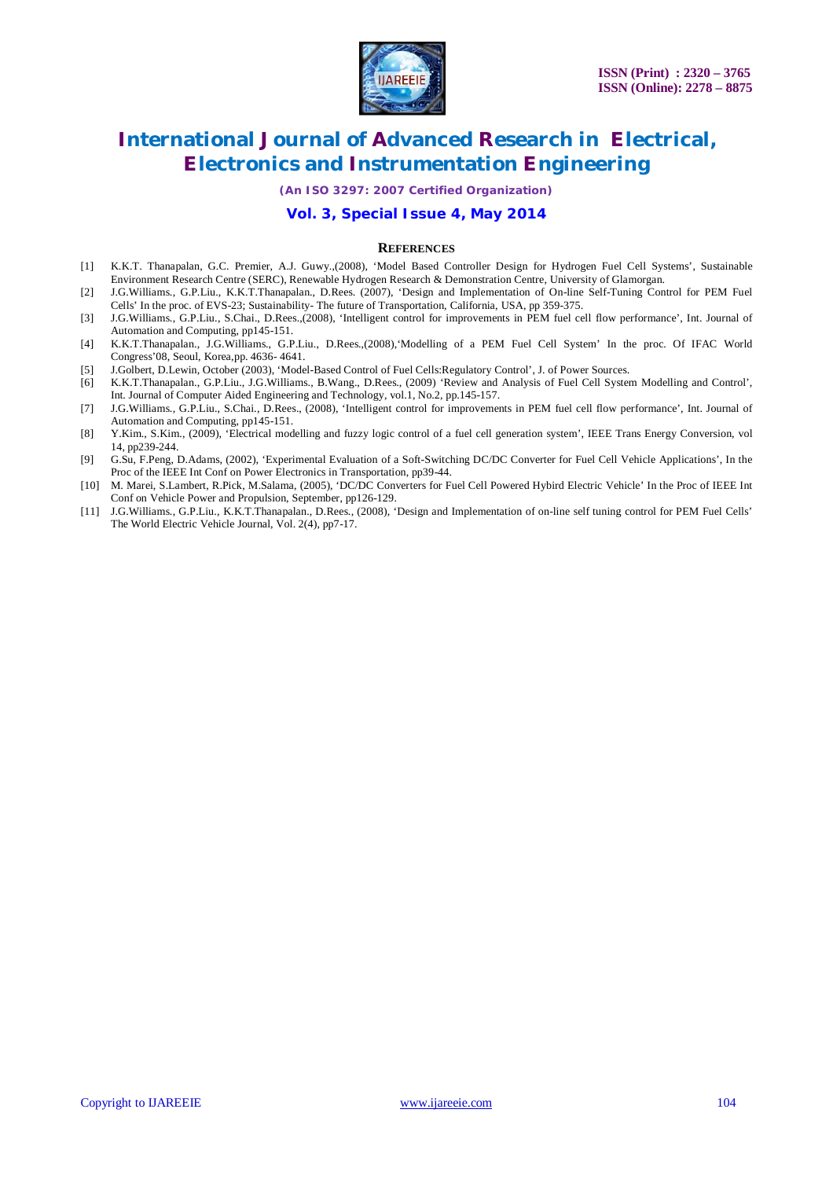## REFERENCES

[1] K.K.T. Thanapalan, G.C. Premier, A.J. Guwy.,(2008), 'Model Based Controller Design for Hydrogen Fuel Cell Systems', Sustainable Environment Research Centre (SERC), Renewable Hydrogen Research & Demonstration Centre, University of Glamorgan.

[2] J.G.Williams., G.P.Liu., K.K.T.Thanapalan., D.Rees. (2007), 'Design and Implementation of On-line Self-Tuning Control for PEM Fuel Cells' In the proc. of EVS-23; Sustainability- The future of Transportation, California, USA, pp 359-375.

[3] J.G.Williams., G.P.Liu., S.Chai., D.Rees.,(2008), 'Intelligent control for improvements in PEM fuel cell flow performance', Int. Journal of Automation and Computing, pp145-151.

[4] K.K.T.Thanapalan., J.G.Williams., G.P.Liu., D.Rees.,(2008),'Modelling of a PEM Fuel Cell System' In the proc. Of IFAC World Congress'08, Seoul, Korea,pp. 4636- 4641.

[5] J.Golbert, D.Lewin, October (2003), 'Model-Based Control of Fuel Cells:Regulatory Control', J. of Power Sources.

[6] K.K.T.Thanapalan., G.P.Liu., J.G.Williams., B.Wang., D.Rees., (2009) 'Review and Analysis of Fuel Cell System Modelling and Control', Int. Journal of Computer Aided Engineering and Technology, vol.1, No.2, pp.145-157.

[7] J.G.Williams., G.P.Liu., S.Chai., D.Rees., (2008), 'Intelligent control for improvements in PEM fuel cell flow performance', Int. Journal of Automation and Computing, pp145-151.

[8] Y.Kim., S.Kim., (2009), 'Electrical modelling and fuzzy logic control of a fuel cell generation system', IEEE Trans Energy Conversion, vol 14, pp239-244.

[9] G.Su, F.Peng, D.Adams, (2002), 'Experimental Evaluation of a Soft-Switching DC/DC Converter for Fuel Cell Vehicle Applications', In the Proc of the IEEE Int Conf on Power Electronics in Transportation, pp39-44.

[10] M. Marei, S.Lambert, R.Pick, M.Salama, (2005), 'DC/DC Converters for Fuel Cell Powered Hybird Electric Vehicle' In the Proc of IEEE Int Conf on Vehicle Power and Propulsion, September, pp126-129.

[11] J.G.Williams., G.P.Liu., K.K.T.Thanapalan., D.Rees., (2008), 'Design and Implementation of on-line self tuning control for PEM Fuel Cells' The World Electric Vehicle Journal, Vol. 2(4), pp7-17.